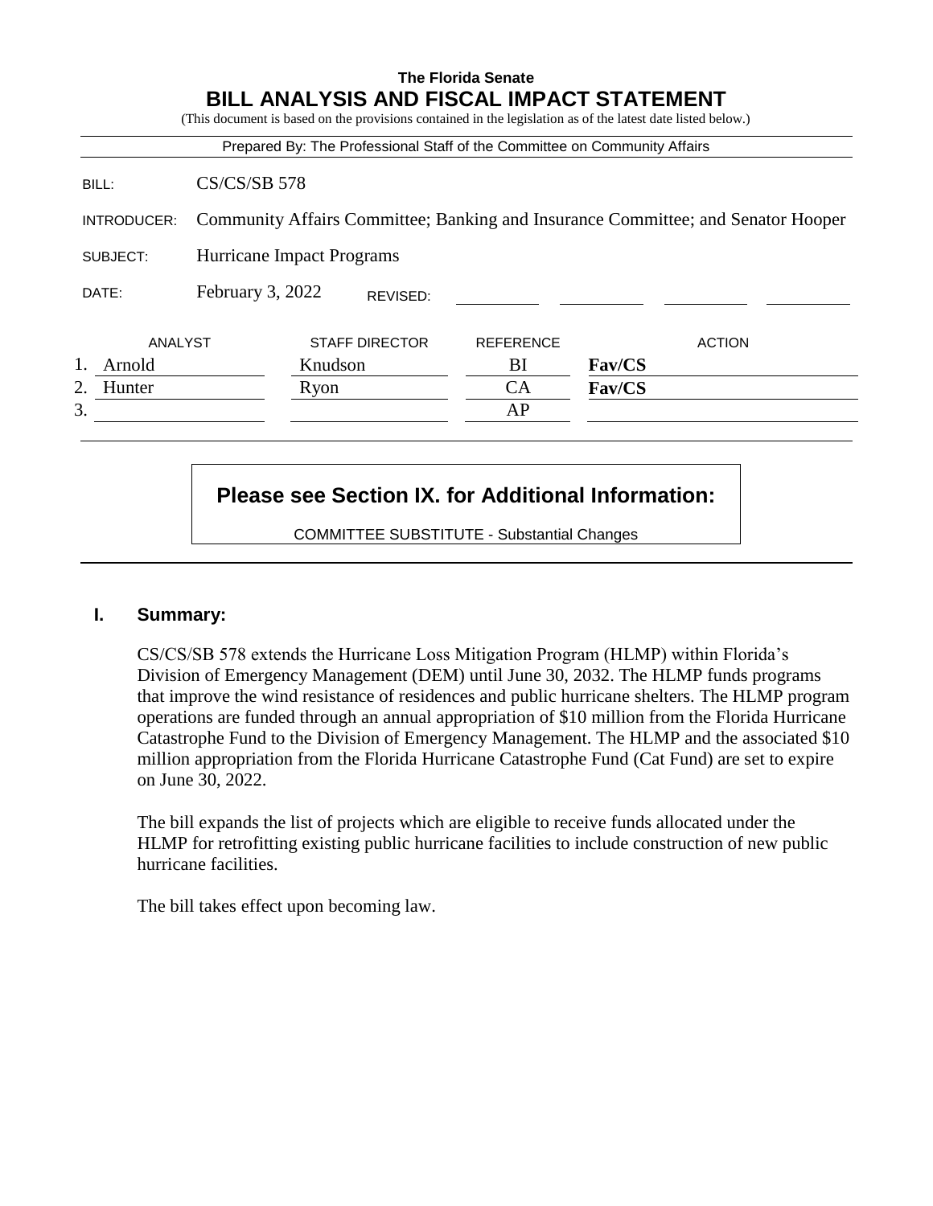**The Florida Senate**

# BILL ANALYSIS AND FISCAL IMPACT STATEMENT

(This document is based on the provisions contained in the legislation as of the latest date listed below.)

Prepared By: The Professional Staff of the Committee on Community Affairs

| | |
|---|---|
| BILL: | CS/CS/SB 578 |
| INTRODUCER: | Community Affairs Committee; Banking and Insurance Committee; and Senator Hooper |
| SUBJECT: | Hurricane Impact Programs |
| DATE: | February 3, 2022 REVISED: |

| | ANALYST | STAFF DIRECTOR | REFERENCE | ACTION |
|---|---|---|---|---|
| 1. | Arnold | Knudson | BI | **Fav/CS** |
| 2. | Hunter | Ryon | CA | **Fav/CS** |
| 3. | | | AP | |

**Please see Section IX. for Additional Information:**

COMMITTEE SUBSTITUTE - Substantial Changes

## I. Summary:

CS/CS/SB 578 extends the Hurricane Loss Mitigation Program (HLMP) within Florida's Division of Emergency Management (DEM) until June 30, 2032. The HLMP funds programs that improve the wind resistance of residences and public hurricane shelters. The HLMP program operations are funded through an annual appropriation of $10 million from the Florida Hurricane Catastrophe Fund to the Division of Emergency Management. The HLMP and the associated $10 million appropriation from the Florida Hurricane Catastrophe Fund (Cat Fund) are set to expire on June 30, 2022.

The bill expands the list of projects which are eligible to receive funds allocated under the HLMP for retrofitting existing public hurricane facilities to include construction of new public hurricane facilities.

The bill takes effect upon becoming law.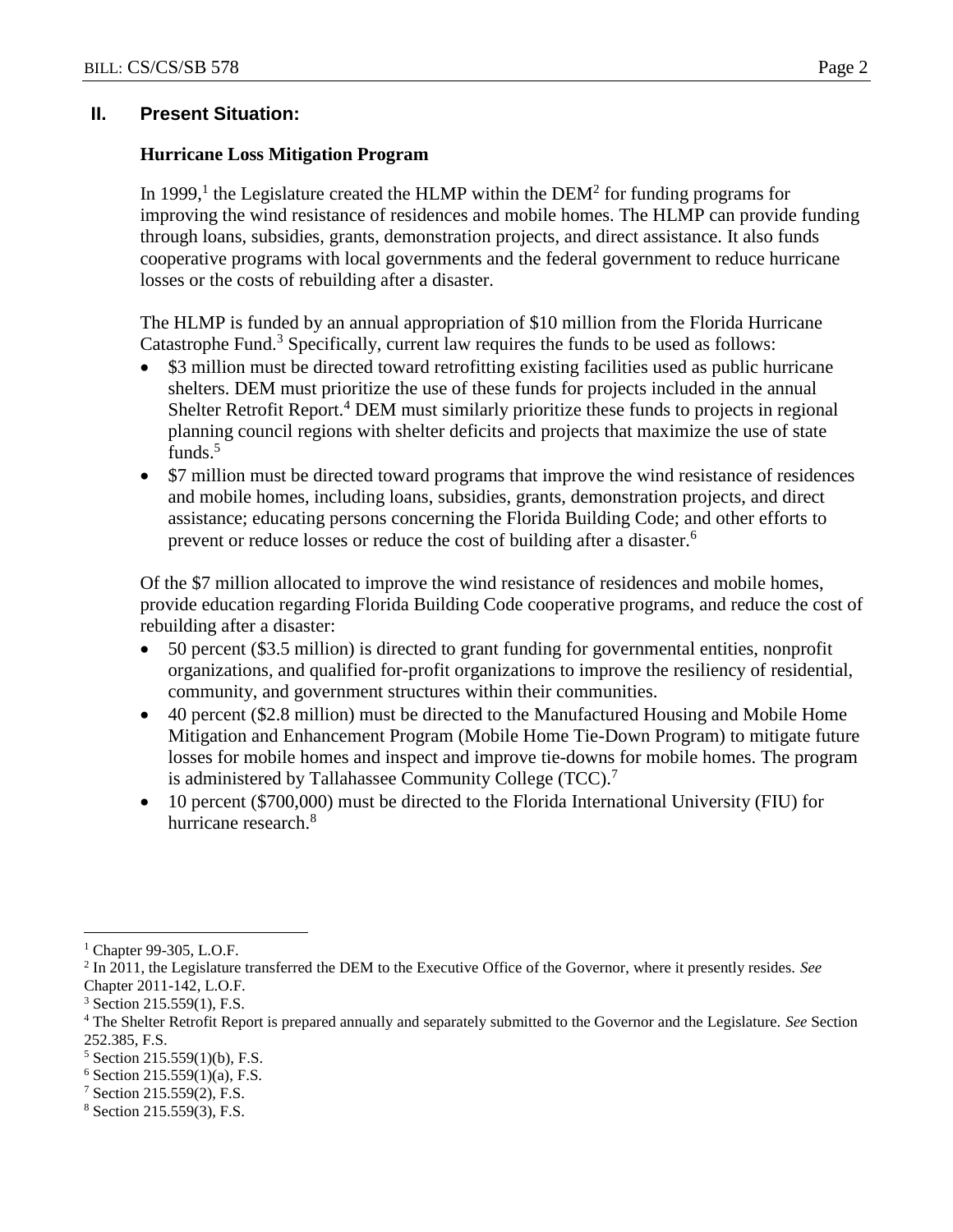## II. Present Situation:

### Hurricane Loss Mitigation Program

In 1999,[1] the Legislature created the HLMP within the DEM[2] for funding programs for improving the wind resistance of residences and mobile homes. The HLMP can provide funding through loans, subsidies, grants, demonstration projects, and direct assistance. It also funds cooperative programs with local governments and the federal government to reduce hurricane losses or the costs of rebuilding after a disaster.

The HLMP is funded by an annual appropriation of $10 million from the Florida Hurricane Catastrophe Fund.[3] Specifically, current law requires the funds to be used as follows:

- $3 million must be directed toward retrofitting existing facilities used as public hurricane shelters. DEM must prioritize the use of these funds for projects included in the annual Shelter Retrofit Report.[4] DEM must similarly prioritize these funds to projects in regional planning council regions with shelter deficits and projects that maximize the use of state funds.[5]
- $7 million must be directed toward programs that improve the wind resistance of residences and mobile homes, including loans, subsidies, grants, demonstration projects, and direct assistance; educating persons concerning the Florida Building Code; and other efforts to prevent or reduce losses or reduce the cost of building after a disaster.[6]

Of the $7 million allocated to improve the wind resistance of residences and mobile homes, provide education regarding Florida Building Code cooperative programs, and reduce the cost of rebuilding after a disaster:

- 50 percent ($3.5 million) is directed to grant funding for governmental entities, nonprofit organizations, and qualified for-profit organizations to improve the resiliency of residential, community, and government structures within their communities.
- 40 percent ($2.8 million) must be directed to the Manufactured Housing and Mobile Home Mitigation and Enhancement Program (Mobile Home Tie-Down Program) to mitigate future losses for mobile homes and inspect and improve tie-downs for mobile homes. The program is administered by Tallahassee Community College (TCC).[7]
- 10 percent ($700,000) must be directed to the Florida International University (FIU) for hurricane research.[8]

---

[1] Chapter 99-305, L.O.F.

[2] In 2011, the Legislature transferred the DEM to the Executive Office of the Governor, where it presently resides. *See* Chapter 2011-142, L.O.F.

[3] Section 215.559(1), F.S.

[4] The Shelter Retrofit Report is prepared annually and separately submitted to the Governor and the Legislature. *See* Section 252.385, F.S.

[5] Section 215.559(1)(b), F.S.

[6] Section 215.559(1)(a), F.S.

[7] Section 215.559(2), F.S.

[8] Section 215.559(3), F.S.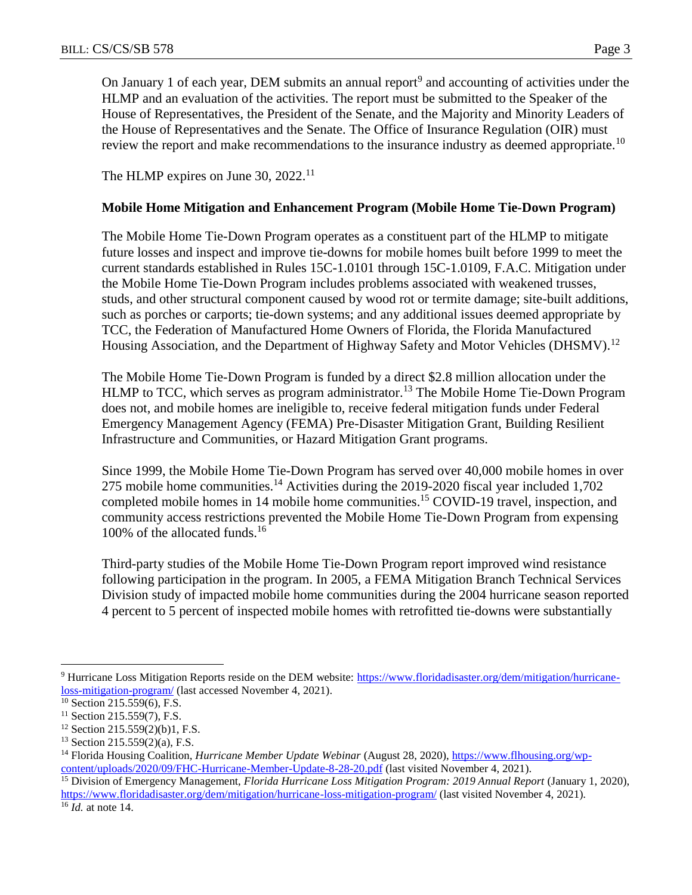On January 1 of each year, DEM submits an annual report[9] and accounting of activities under the HLMP and an evaluation of the activities. The report must be submitted to the Speaker of the House of Representatives, the President of the Senate, and the Majority and Minority Leaders of the House of Representatives and the Senate. The Office of Insurance Regulation (OIR) must review the report and make recommendations to the insurance industry as deemed appropriate.[10]

The HLMP expires on June 30, 2022.[11]

**Mobile Home Mitigation and Enhancement Program (Mobile Home Tie-Down Program)**

The Mobile Home Tie-Down Program operates as a constituent part of the HLMP to mitigate future losses and inspect and improve tie-downs for mobile homes built before 1999 to meet the current standards established in Rules 15C-1.0101 through 15C-1.0109, F.A.C. Mitigation under the Mobile Home Tie-Down Program includes problems associated with weakened trusses, studs, and other structural component caused by wood rot or termite damage; site-built additions, such as porches or carports; tie-down systems; and any additional issues deemed appropriate by TCC, the Federation of Manufactured Home Owners of Florida, the Florida Manufactured Housing Association, and the Department of Highway Safety and Motor Vehicles (DHSMV).[12]

The Mobile Home Tie-Down Program is funded by a direct $2.8 million allocation under the HLMP to TCC, which serves as program administrator.[13] The Mobile Home Tie-Down Program does not, and mobile homes are ineligible to, receive federal mitigation funds under Federal Emergency Management Agency (FEMA) Pre-Disaster Mitigation Grant, Building Resilient Infrastructure and Communities, or Hazard Mitigation Grant programs.

Since 1999, the Mobile Home Tie-Down Program has served over 40,000 mobile homes in over 275 mobile home communities.[14] Activities during the 2019-2020 fiscal year included 1,702 completed mobile homes in 14 mobile home communities.[15] COVID-19 travel, inspection, and community access restrictions prevented the Mobile Home Tie-Down Program from expensing 100% of the allocated funds.[16]

Third-party studies of the Mobile Home Tie-Down Program report improved wind resistance following participation in the program. In 2005, a FEMA Mitigation Branch Technical Services Division study of impacted mobile home communities during the 2004 hurricane season reported 4 percent to 5 percent of inspected mobile homes with retrofitted tie-downs were substantially

---

[9] Hurricane Loss Mitigation Reports reside on the DEM website: https://www.floridadisaster.org/dem/mitigation/hurricane-loss-mitigation-program/ (last accessed November 4, 2021).

[10] Section 215.559(6), F.S.

[11] Section 215.559(7), F.S.

[12] Section 215.559(2)(b)1, F.S.

[13] Section 215.559(2)(a), F.S.

[14] Florida Housing Coalition, *Hurricane Member Update Webinar* (August 28, 2020), https://www.flhousing.org/wp-content/uploads/2020/09/FHC-Hurricane-Member-Update-8-28-20.pdf (last visited November 4, 2021).

[15] Division of Emergency Management, *Florida Hurricane Loss Mitigation Program: 2019 Annual Report* (January 1, 2020), https://www.floridadisaster.org/dem/mitigation/hurricane-loss-mitigation-program/ (last visited November 4, 2021).

[16] *Id.* at note 14.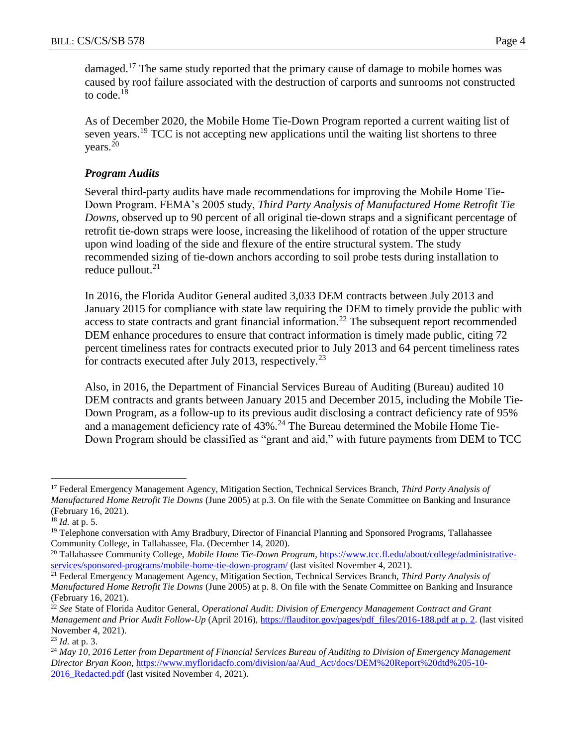damaged.[17] The same study reported that the primary cause of damage to mobile homes was caused by roof failure associated with the destruction of carports and sunrooms not constructed to code.[18]

As of December 2020, the Mobile Home Tie-Down Program reported a current waiting list of seven years.[19] TCC is not accepting new applications until the waiting list shortens to three years.[20]

### *Program Audits*

Several third-party audits have made recommendations for improving the Mobile Home Tie-Down Program. FEMA's 2005 study, *Third Party Analysis of Manufactured Home Retrofit Tie Downs*, observed up to 90 percent of all original tie-down straps and a significant percentage of retrofit tie-down straps were loose, increasing the likelihood of rotation of the upper structure upon wind loading of the side and flexure of the entire structural system. The study recommended sizing of tie-down anchors according to soil probe tests during installation to reduce pullout.[21]

In 2016, the Florida Auditor General audited 3,033 DEM contracts between July 2013 and January 2015 for compliance with state law requiring the DEM to timely provide the public with access to state contracts and grant financial information.[22] The subsequent report recommended DEM enhance procedures to ensure that contract information is timely made public, citing 72 percent timeliness rates for contracts executed prior to July 2013 and 64 percent timeliness rates for contracts executed after July 2013, respectively.[23]

Also, in 2016, the Department of Financial Services Bureau of Auditing (Bureau) audited 10 DEM contracts and grants between January 2015 and December 2015, including the Mobile Tie-Down Program, as a follow-up to its previous audit disclosing a contract deficiency rate of 95% and a management deficiency rate of 43%.[24] The Bureau determined the Mobile Home Tie-Down Program should be classified as "grant and aid," with future payments from DEM to TCC

---

[17] Federal Emergency Management Agency, Mitigation Section, Technical Services Branch, *Third Party Analysis of Manufactured Home Retrofit Tie Downs* (June 2005) at p.3. On file with the Senate Committee on Banking and Insurance (February 16, 2021).

[18] *Id.* at p. 5.

[19] Telephone conversation with Amy Bradbury, Director of Financial Planning and Sponsored Programs, Tallahassee Community College, in Tallahassee, Fla. (December 14, 2020).

[20] Tallahassee Community College, *Mobile Home Tie-Down Program*, https://www.tcc.fl.edu/about/college/administrative-services/sponsored-programs/mobile-home-tie-down-program/ (last visited November 4, 2021).

[21] Federal Emergency Management Agency, Mitigation Section, Technical Services Branch, *Third Party Analysis of Manufactured Home Retrofit Tie Downs* (June 2005) at p. 8. On file with the Senate Committee on Banking and Insurance (February 16, 2021).

[22] *See* State of Florida Auditor General, *Operational Audit: Division of Emergency Management Contract and Grant Management and Prior Audit Follow-Up* (April 2016), https://flauditor.gov/pages/pdf_files/2016-188.pdf at p. 2. (last visited November 4, 2021).

[23] *Id.* at p. 3.

[24] *May 10, 2016 Letter from Department of Financial Services Bureau of Auditing to Division of Emergency Management Director Bryan Koon*, https://www.myfloridacfo.com/division/aa/Aud_Act/docs/DEM%20Report%20dtd%205-10-2016_Redacted.pdf (last visited November 4, 2021).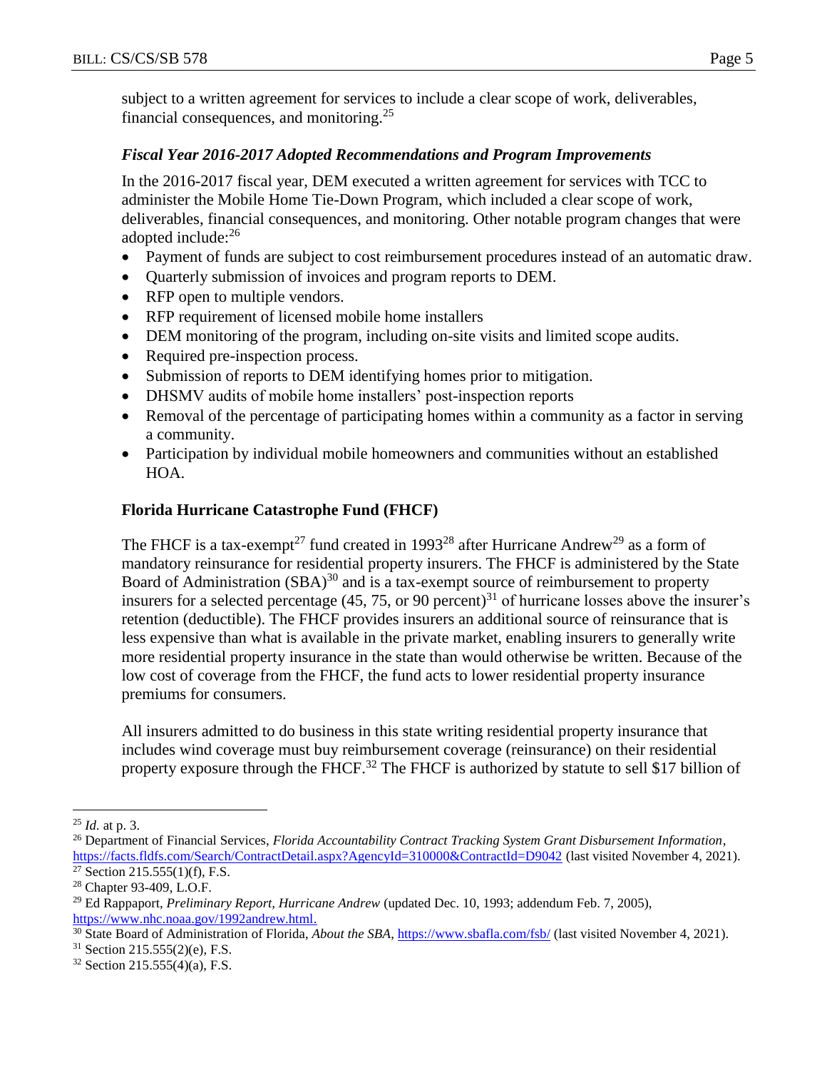subject to a written agreement for services to include a clear scope of work, deliverables, financial consequences, and monitoring.[25]

### *Fiscal Year 2016-2017 Adopted Recommendations and Program Improvements*

In the 2016-2017 fiscal year, DEM executed a written agreement for services with TCC to administer the Mobile Home Tie-Down Program, which included a clear scope of work, deliverables, financial consequences, and monitoring. Other notable program changes that were adopted include:[26]

- Payment of funds are subject to cost reimbursement procedures instead of an automatic draw.
- Quarterly submission of invoices and program reports to DEM.
- RFP open to multiple vendors.
- RFP requirement of licensed mobile home installers
- DEM monitoring of the program, including on-site visits and limited scope audits.
- Required pre-inspection process.
- Submission of reports to DEM identifying homes prior to mitigation.
- DHSMV audits of mobile home installers' post-inspection reports
- Removal of the percentage of participating homes within a community as a factor in serving a community.
- Participation by individual mobile homeowners and communities without an established HOA.

## **Florida Hurricane Catastrophe Fund (FHCF)**

The FHCF is a tax-exempt[27] fund created in 1993[28] after Hurricane Andrew[29] as a form of mandatory reinsurance for residential property insurers. The FHCF is administered by the State Board of Administration (SBA)[30] and is a tax-exempt source of reimbursement to property insurers for a selected percentage (45, 75, or 90 percent)[31] of hurricane losses above the insurer's retention (deductible). The FHCF provides insurers an additional source of reinsurance that is less expensive than what is available in the private market, enabling insurers to generally write more residential property insurance in the state than would otherwise be written. Because of the low cost of coverage from the FHCF, the fund acts to lower residential property insurance premiums for consumers.

All insurers admitted to do business in this state writing residential property insurance that includes wind coverage must buy reimbursement coverage (reinsurance) on their residential property exposure through the FHCF.[32] The FHCF is authorized by statute to sell $17 billion of

---

[25] *Id.* at p. 3.

[26] Department of Financial Services, *Florida Accountability Contract Tracking System Grant Disbursement Information*, https://facts.fldfs.com/Search/ContractDetail.aspx?AgencyId=310000&ContractId=D9042 (last visited November 4, 2021).

[27] Section 215.555(1)(f), F.S.

[28] Chapter 93-409, L.O.F.

[29] Ed Rappaport, *Preliminary Report, Hurricane Andrew* (updated Dec. 10, 1993; addendum Feb. 7, 2005), https://www.nhc.noaa.gov/1992andrew.html.

[30] State Board of Administration of Florida, *About the SBA*, https://www.sbafla.com/fsb/ (last visited November 4, 2021).

[31] Section 215.555(2)(e), F.S.

[32] Section 215.555(4)(a), F.S.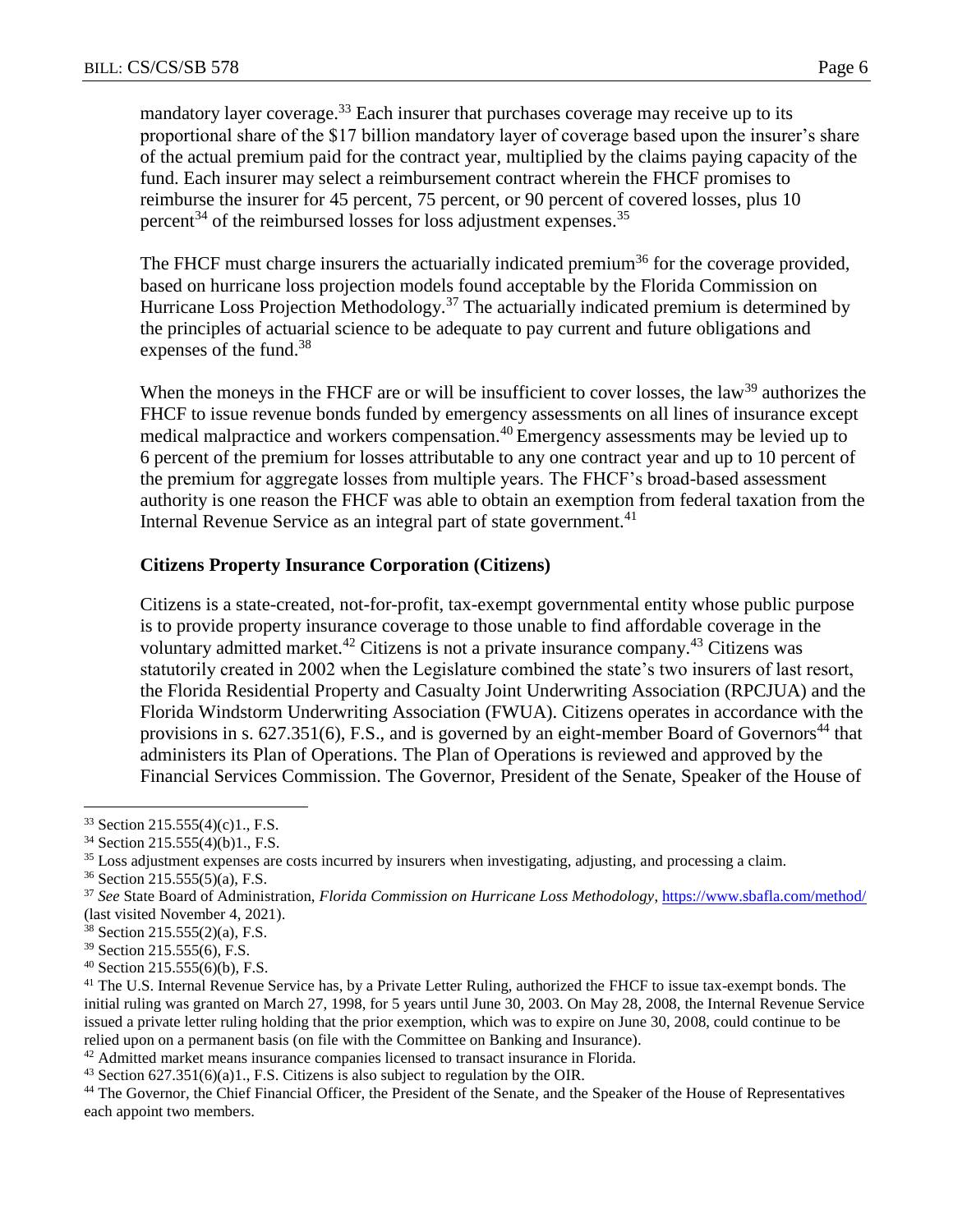mandatory layer coverage.[33] Each insurer that purchases coverage may receive up to its proportional share of the $17 billion mandatory layer of coverage based upon the insurer's share of the actual premium paid for the contract year, multiplied by the claims paying capacity of the fund. Each insurer may select a reimbursement contract wherein the FHCF promises to reimburse the insurer for 45 percent, 75 percent, or 90 percent of covered losses, plus 10 percent[34] of the reimbursed losses for loss adjustment expenses.[35]

The FHCF must charge insurers the actuarially indicated premium[36] for the coverage provided, based on hurricane loss projection models found acceptable by the Florida Commission on Hurricane Loss Projection Methodology.[37] The actuarially indicated premium is determined by the principles of actuarial science to be adequate to pay current and future obligations and expenses of the fund.[38]

When the moneys in the FHCF are or will be insufficient to cover losses, the law[39] authorizes the FHCF to issue revenue bonds funded by emergency assessments on all lines of insurance except medical malpractice and workers compensation.[40] Emergency assessments may be levied up to 6 percent of the premium for losses attributable to any one contract year and up to 10 percent of the premium for aggregate losses from multiple years. The FHCF's broad-based assessment authority is one reason the FHCF was able to obtain an exemption from federal taxation from the Internal Revenue Service as an integral part of state government.[41]

**Citizens Property Insurance Corporation (Citizens)**

Citizens is a state-created, not-for-profit, tax-exempt governmental entity whose public purpose is to provide property insurance coverage to those unable to find affordable coverage in the voluntary admitted market.[42] Citizens is not a private insurance company.[43] Citizens was statutorily created in 2002 when the Legislature combined the state's two insurers of last resort, the Florida Residential Property and Casualty Joint Underwriting Association (RPCJUA) and the Florida Windstorm Underwriting Association (FWUA). Citizens operates in accordance with the provisions in s. 627.351(6), F.S., and is governed by an eight-member Board of Governors[44] that administers its Plan of Operations. The Plan of Operations is reviewed and approved by the Financial Services Commission. The Governor, President of the Senate, Speaker of the House of

---

[33] Section 215.555(4)(c)1., F.S.

[34] Section 215.555(4)(b)1., F.S.

[35] Loss adjustment expenses are costs incurred by insurers when investigating, adjusting, and processing a claim.

[36] Section 215.555(5)(a), F.S.

[37] *See* State Board of Administration, *Florida Commission on Hurricane Loss Methodology*, https://www.sbafla.com/method/ (last visited November 4, 2021).

[38] Section 215.555(2)(a), F.S.

[39] Section 215.555(6), F.S.

[40] Section 215.555(6)(b), F.S.

[41] The U.S. Internal Revenue Service has, by a Private Letter Ruling, authorized the FHCF to issue tax-exempt bonds. The initial ruling was granted on March 27, 1998, for 5 years until June 30, 2003. On May 28, 2008, the Internal Revenue Service issued a private letter ruling holding that the prior exemption, which was to expire on June 30, 2008, could continue to be relied upon on a permanent basis (on file with the Committee on Banking and Insurance).

[42] Admitted market means insurance companies licensed to transact insurance in Florida.

[43] Section 627.351(6)(a)1., F.S. Citizens is also subject to regulation by the OIR.

[44] The Governor, the Chief Financial Officer, the President of the Senate, and the Speaker of the House of Representatives each appoint two members.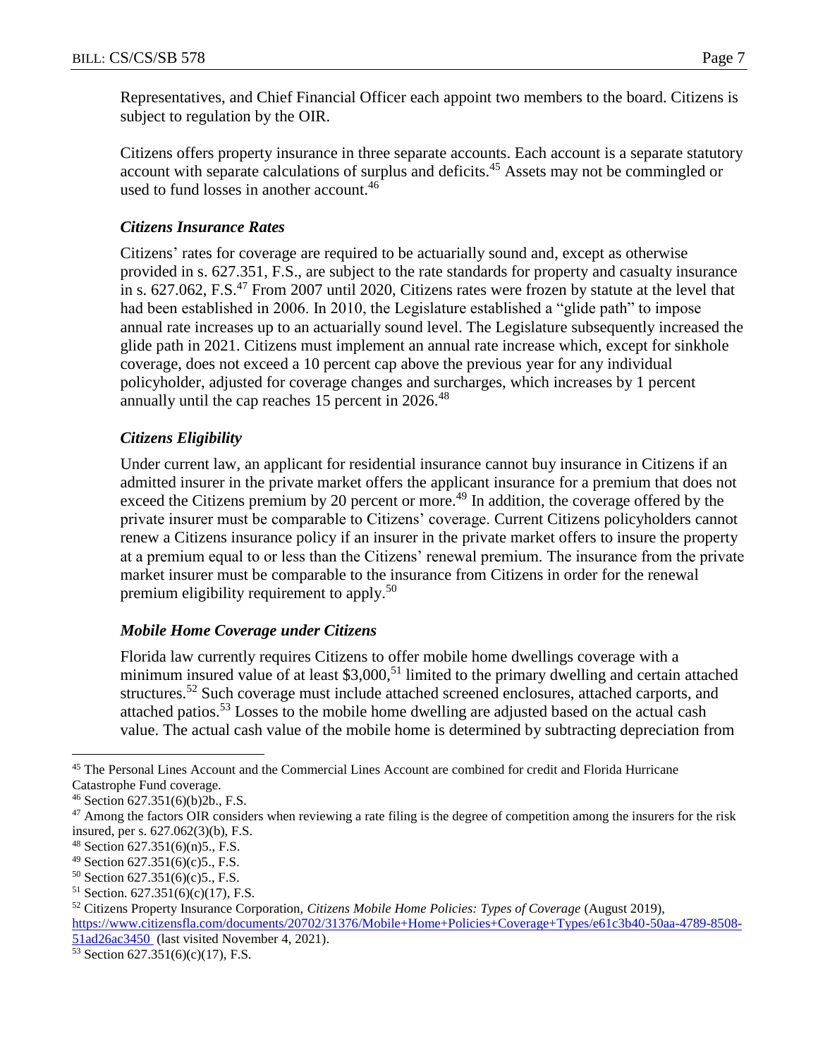Representatives, and Chief Financial Officer each appoint two members to the board. Citizens is subject to regulation by the OIR.

Citizens offers property insurance in three separate accounts. Each account is a separate statutory account with separate calculations of surplus and deficits.[45] Assets may not be commingled or used to fund losses in another account.[46]

### *Citizens Insurance Rates*

Citizens' rates for coverage are required to be actuarially sound and, except as otherwise provided in s. 627.351, F.S., are subject to the rate standards for property and casualty insurance in s. 627.062, F.S.[47] From 2007 until 2020, Citizens rates were frozen by statute at the level that had been established in 2006. In 2010, the Legislature established a "glide path" to impose annual rate increases up to an actuarially sound level. The Legislature subsequently increased the glide path in 2021. Citizens must implement an annual rate increase which, except for sinkhole coverage, does not exceed a 10 percent cap above the previous year for any individual policyholder, adjusted for coverage changes and surcharges, which increases by 1 percent annually until the cap reaches 15 percent in 2026.[48]

### *Citizens Eligibility*

Under current law, an applicant for residential insurance cannot buy insurance in Citizens if an admitted insurer in the private market offers the applicant insurance for a premium that does not exceed the Citizens premium by 20 percent or more.[49] In addition, the coverage offered by the private insurer must be comparable to Citizens' coverage. Current Citizens policyholders cannot renew a Citizens insurance policy if an insurer in the private market offers to insure the property at a premium equal to or less than the Citizens' renewal premium. The insurance from the private market insurer must be comparable to the insurance from Citizens in order for the renewal premium eligibility requirement to apply.[50]

### *Mobile Home Coverage under Citizens*

Florida law currently requires Citizens to offer mobile home dwellings coverage with a minimum insured value of at least $3,000,[51] limited to the primary dwelling and certain attached structures.[52] Such coverage must include attached screened enclosures, attached carports, and attached patios.[53] Losses to the mobile home dwelling are adjusted based on the actual cash value. The actual cash value of the mobile home is determined by subtracting depreciation from

---

[45] The Personal Lines Account and the Commercial Lines Account are combined for credit and Florida Hurricane Catastrophe Fund coverage.

[46] Section 627.351(6)(b)2b., F.S.

[47] Among the factors OIR considers when reviewing a rate filing is the degree of competition among the insurers for the risk insured, per s. 627.062(3)(b), F.S.

[48] Section 627.351(6)(n)5., F.S.

[49] Section 627.351(6)(c)5., F.S.

[50] Section 627.351(6)(c)5., F.S.

[51] Section. 627.351(6)(c)(17), F.S.

[52] Citizens Property Insurance Corporation, *Citizens Mobile Home Policies: Types of Coverage* (August 2019), https://www.citizensfla.com/documents/20702/31376/Mobile+Home+Policies+Coverage+Types/e61c3b40-50aa-4789-8508-51ad26ac3450 (last visited November 4, 2021).

[53] Section 627.351(6)(c)(17), F.S.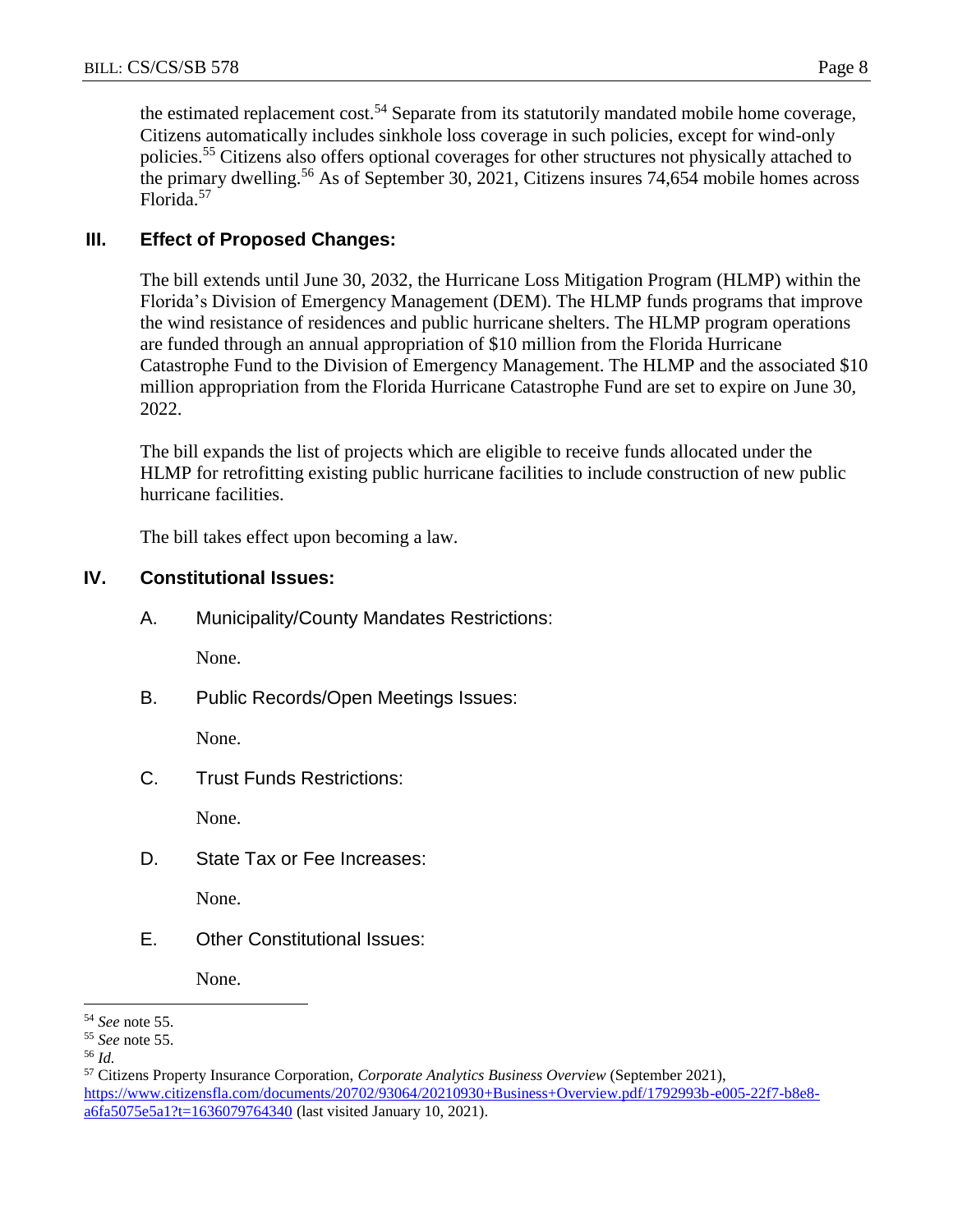the estimated replacement cost.[54] Separate from its statutorily mandated mobile home coverage, Citizens automatically includes sinkhole loss coverage in such policies, except for wind-only policies.[55] Citizens also offers optional coverages for other structures not physically attached to the primary dwelling.[56] As of September 30, 2021, Citizens insures 74,654 mobile homes across Florida.[57]

## III. Effect of Proposed Changes:

The bill extends until June 30, 2032, the Hurricane Loss Mitigation Program (HLMP) within the Florida's Division of Emergency Management (DEM). The HLMP funds programs that improve the wind resistance of residences and public hurricane shelters. The HLMP program operations are funded through an annual appropriation of $10 million from the Florida Hurricane Catastrophe Fund to the Division of Emergency Management. The HLMP and the associated $10 million appropriation from the Florida Hurricane Catastrophe Fund are set to expire on June 30, 2022.

The bill expands the list of projects which are eligible to receive funds allocated under the HLMP for retrofitting existing public hurricane facilities to include construction of new public hurricane facilities.

The bill takes effect upon becoming a law.

## IV. Constitutional Issues:

A. Municipality/County Mandates Restrictions:

None.

B. Public Records/Open Meetings Issues:

None.

C. Trust Funds Restrictions:

None.

D. State Tax or Fee Increases:

None.

E. Other Constitutional Issues:

None.

---

[54] *See* note 55.

[55] *See* note 55.

[56] *Id.*

[57] Citizens Property Insurance Corporation, *Corporate Analytics Business Overview* (September 2021), https://www.citizensfla.com/documents/20702/93064/20210930+Business+Overview.pdf/1792993b-e005-22f7-b8e8-a6fa5075e5a1?t=1636079764340 (last visited January 10, 2021).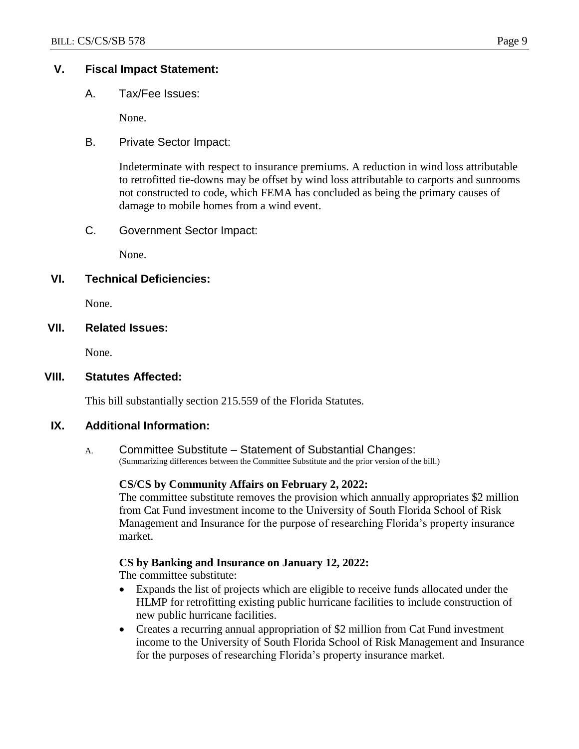## V. Fiscal Impact Statement:

### A. Tax/Fee Issues:

None.

### B. Private Sector Impact:

Indeterminate with respect to insurance premiums. A reduction in wind loss attributable to retrofitted tie-downs may be offset by wind loss attributable to carports and sunrooms not constructed to code, which FEMA has concluded as being the primary causes of damage to mobile homes from a wind event.

### C. Government Sector Impact:

None.

## VI. Technical Deficiencies:

None.

## VII. Related Issues:

None.

## VIII. Statutes Affected:

This bill substantially section 215.559 of the Florida Statutes.

## IX. Additional Information:

### A. Committee Substitute – Statement of Substantial Changes:

(Summarizing differences between the Committee Substitute and the prior version of the bill.)

**CS/CS by Community Affairs on February 2, 2022:**

The committee substitute removes the provision which annually appropriates $2 million from Cat Fund investment income to the University of South Florida School of Risk Management and Insurance for the purpose of researching Florida's property insurance market.

**CS by Banking and Insurance on January 12, 2022:**

The committee substitute:

- Expands the list of projects which are eligible to receive funds allocated under the HLMP for retrofitting existing public hurricane facilities to include construction of new public hurricane facilities.
- Creates a recurring annual appropriation of $2 million from Cat Fund investment income to the University of South Florida School of Risk Management and Insurance for the purposes of researching Florida's property insurance market.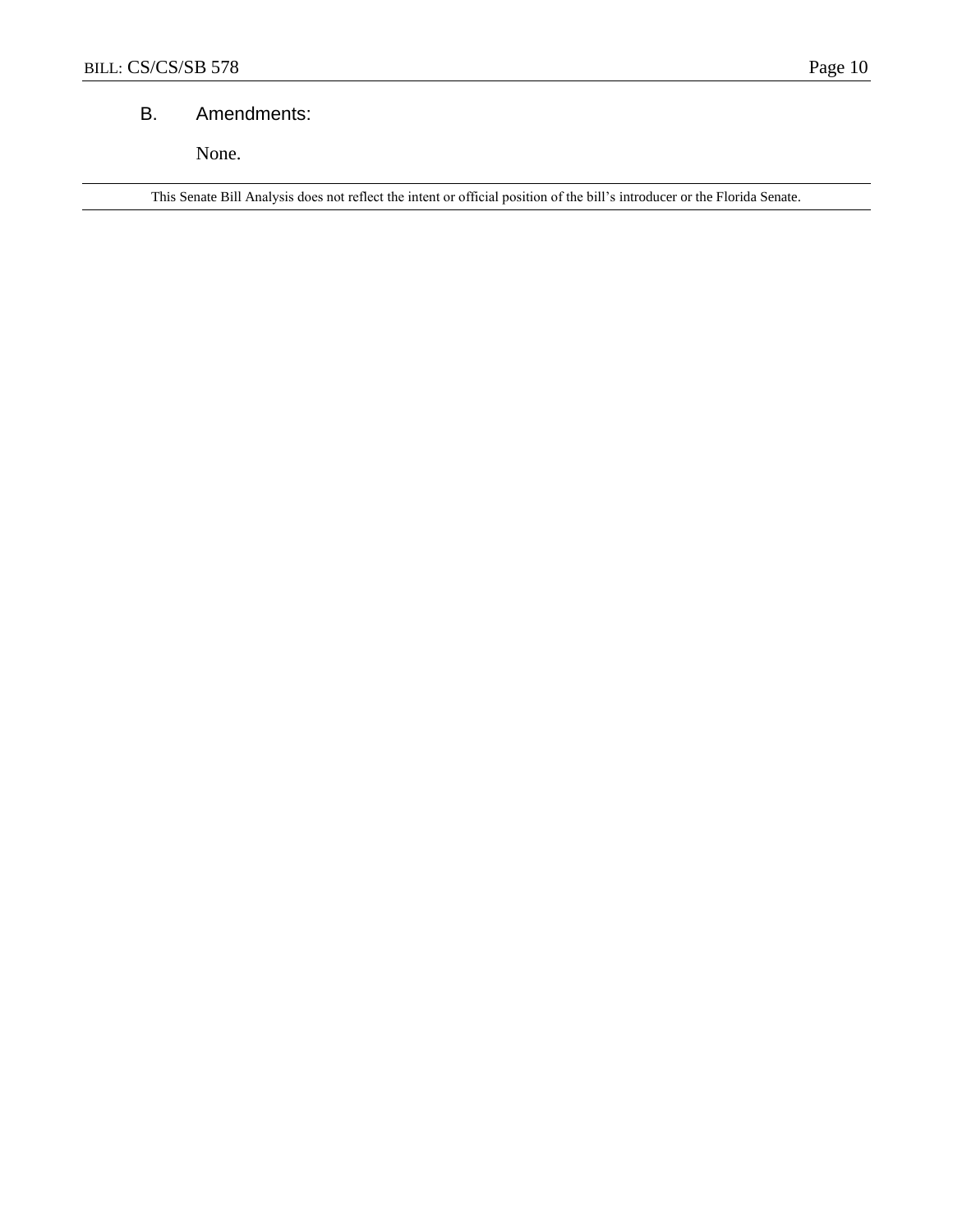## B. Amendments:

None.

---

This Senate Bill Analysis does not reflect the intent or official position of the bill's introducer or the Florida Senate.

---